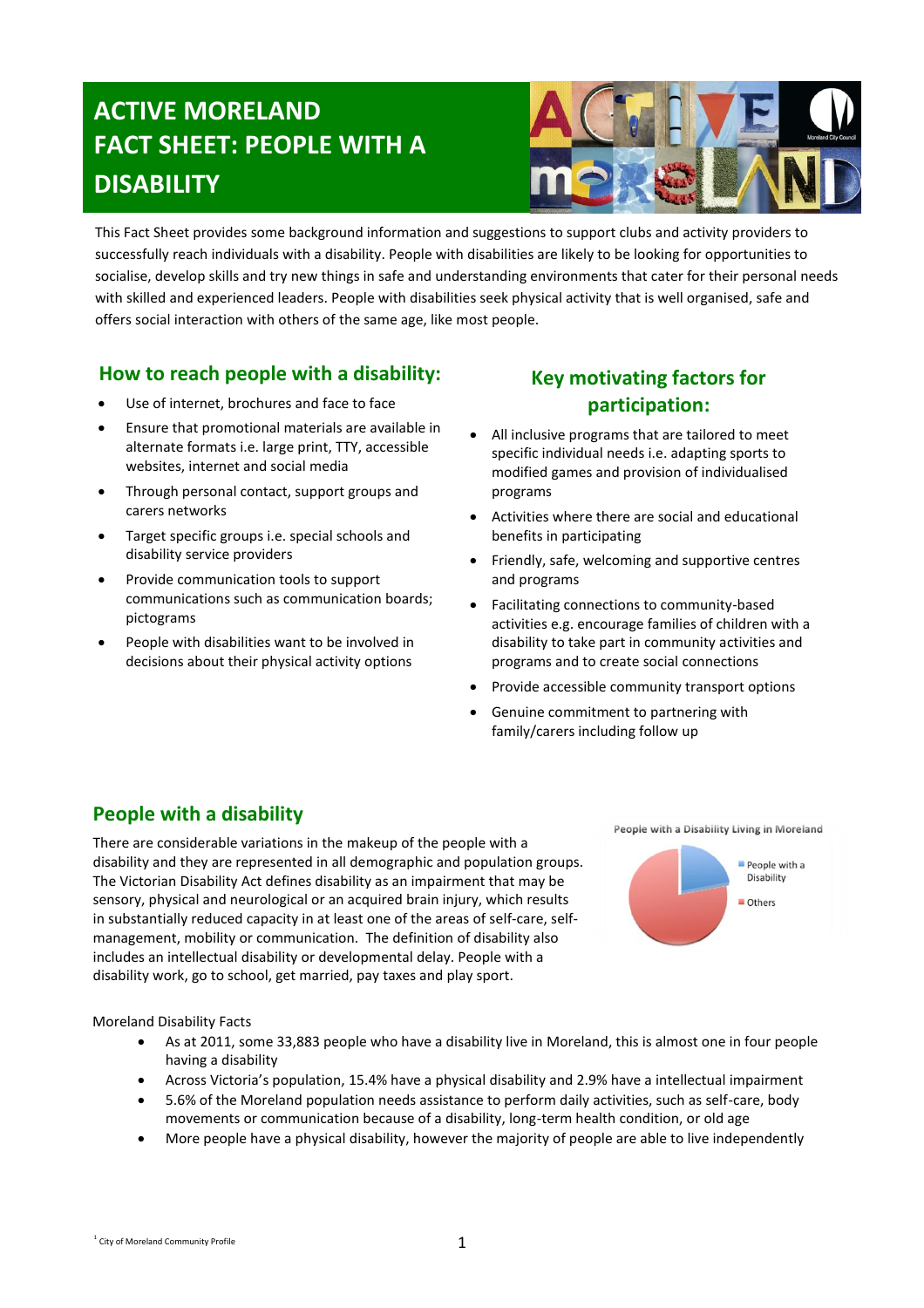# ACTIVE MORELAND FACT SHEET: PEOPLE WITH A DISABILITY

This Fact Sheet provides some background information and suggestions to support clubs and activity providers to successfully reach individuals with a disability. People with disabilities are likely to be looking for opportunities to socialise, develop skills and try new things in safe and understanding environments that cater for their personal needs with skilled and experienced leaders. People with disabilities seek physical activity that is well organised, safe and offers social interaction with others of the same age, like most people.

## How to reach people with a disability:

- Use of internet, brochures and face to face
- Ensure that promotional materials are available in alternate formats i.e. large print, TTY, accessible websites, internet and social media
- Through personal contact, support groups and carers networks
- Target specific groups i.e. special schools and disability service providers
- Provide communication tools to support communications such as communication boards; pictograms
- People with disabilities want to be involved in decisions about their physical activity options

## Key motivating factors for participation:

- All inclusive programs that are tailored to meet specific individual needs i.e. adapting sports to modified games and provision of individualised programs
- Activities where there are social and educational benefits in participating
- Friendly, safe, welcoming and supportive centres and programs
- Facilitating connections to community-based activities e.g. encourage families of children with a disability to take part in community activities and programs and to create social connections
- Provide accessible community transport options
- Genuine commitment to partnering with family/carers including follow up

## People with a disability

There are considerable variations in the makeup of the people with a disability and they are represented in all demographic and population groups. The Victorian Disability Act defines disability as an impairment that may be sensory, physical and neurological or an acquired brain injury, which results in substantially reduced capacity in at least one of the areas of self-care, self-management, mobility or communication. The definition of disability also includes an intellectual disability or developmental delay. People with a disability work, go to school, get married, pay taxes and play sport.

People with a Disability Living in Moreland

- People with a Disability
- Others

Moreland Disability Facts

- As at 2011, some 33,883 people who have a disability live in Moreland, this is almost one in four people having a disability
- Across Victoria's population, 15.4% have a physical disability and 2.9% have a intellectual impairment
- 5.6% of the Moreland population needs assistance to perform daily activities, such as self-care, body movements or communication because of a disability, long-term health condition, or old age
- More people have a physical disability, however the majority of people are able to live independently

[1] City of Moreland Community Profile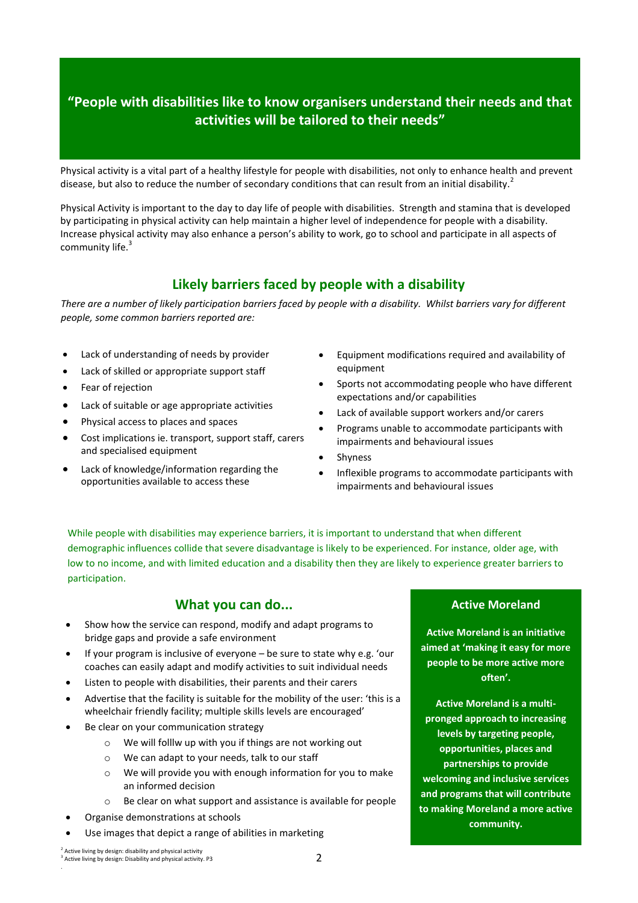## "People with disabilities like to know organisers understand their needs and that activities will be tailored to their needs"

Physical activity is a vital part of a healthy lifestyle for people with disabilities, not only to enhance health and prevent disease, but also to reduce the number of secondary conditions that can result from an initial disability.[2]

Physical Activity is important to the day to day life of people with disabilities. Strength and stamina that is developed by participating in physical activity can help maintain a higher level of independence for people with a disability. Increase physical activity may also enhance a person's ability to work, go to school and participate in all aspects of community life.[3]

## Likely barriers faced by people with a disability

*There are a number of likely participation barriers faced by people with a disability. Whilst barriers vary for different people, some common barriers reported are:*

- Lack of understanding of needs by provider
- Lack of skilled or appropriate support staff
- Fear of rejection
- Lack of suitable or age appropriate activities
- Physical access to places and spaces
- Cost implications ie. transport, support staff, carers and specialised equipment
- Lack of knowledge/information regarding the opportunities available to access these
- Equipment modifications required and availability of equipment
- Sports not accommodating people who have different expectations and/or capabilities
- Lack of available support workers and/or carers
- Programs unable to accommodate participants with impairments and behavioural issues
- Shyness
- Inflexible programs to accommodate participants with impairments and behavioural issues

While people with disabilities may experience barriers, it is important to understand that when different demographic influences collide that severe disadvantage is likely to be experienced. For instance, older age, with low to no income, and with limited education and a disability then they are likely to experience greater barriers to participation.

## What you can do...

- Show how the service can respond, modify and adapt programs to bridge gaps and provide a safe environment
- If your program is inclusive of everyone – be sure to state why e.g. 'our coaches can easily adapt and modify activities to suit individual needs
- Listen to people with disabilities, their parents and their carers
- Advertise that the facility is suitable for the mobility of the user: 'this is a wheelchair friendly facility; multiple skills levels are encouraged'
- Be clear on your communication strategy
  - We will folllw up with you if things are not working out
  - We can adapt to your needs, talk to our staff
  - We will provide you with enough information for you to make an informed decision
  - Be clear on what support and assistance is available for people
- Organise demonstrations at schools
- Use images that depict a range of abilities in marketing

### Active Moreland

**Active Moreland is an initiative aimed at 'making it easy for more people to be more active more often'.**

**Active Moreland is a multi-pronged approach to increasing levels by targeting people, opportunities, places and partnerships to provide welcoming and inclusive services and programs that will contribute to making Moreland a more active community.**

[2] Active living by design: disability and physical activity
[3] Active living by design: Disability and physical activity. P3